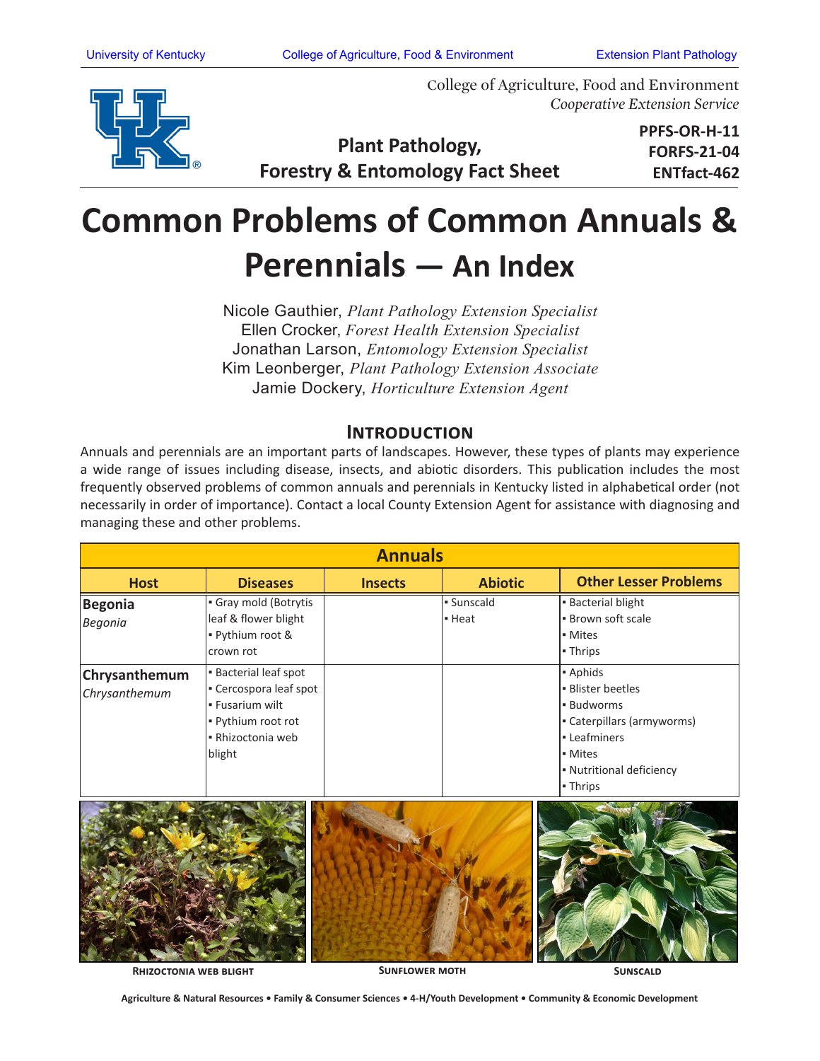College of Agriculture, Food and Environment
*Cooperative Extension Service*

**Plant Pathology, Forestry & Entomology Fact Sheet**

**PPFS-OR-H-11**
**FORFS-21-04**
**ENTfact-462**

# Common Problems of Common Annuals & Perennials — An Index

Nicole Gauthier, *Plant Pathology Extension Specialist*
Ellen Crocker, *Forest Health Extension Specialist*
Jonathan Larson, *Entomology Extension Specialist*
Kim Leonberger, *Plant Pathology Extension Associate*
Jamie Dockery, *Horticulture Extension Agent*

## Introduction

Annuals and perennials are an important parts of landscapes. However, these types of plants may experience a wide range of issues including disease, insects, and abiotic disorders. This publication includes the most frequently observed problems of common annuals and perennials in Kentucky listed in alphabetical order (not necessarily in order of importance). Contact a local County Extension Agent for assistance with diagnosing and managing these and other problems.

| Annuals | | | | |
|---|---|---|---|---|
| **Host** | **Diseases** | **Insects** | **Abiotic** | **Other Lesser Problems** |
| **Begonia** *Begonia* | ▪ Gray mold (Botrytis leaf & flower blight<br>▪ Pythium root & crown rot | | ▪ Sunscald<br>▪ Heat | ▪ Bacterial blight<br>▪ Brown soft scale<br>▪ Mites<br>▪ Thrips |
| **Chrysanthemum** *Chrysanthemum* | ▪ Bacterial leaf spot<br>▪ Cercospora leaf spot<br>▪ Fusarium wilt<br>▪ Pythium root rot<br>▪ Rhizoctonia web blight | | | ▪ Aphids<br>▪ Blister beetles<br>▪ Budworms<br>▪ Caterpillars (armyworms)<br>▪ Leafminers<br>▪ Mites<br>▪ Nutritional deficiency<br>▪ Thrips |

Rhizoctonia web blight

Sunflower moth

Sunscald

Agriculture & Natural Resources • Family & Consumer Sciences • 4-H/Youth Development • Community & Economic Development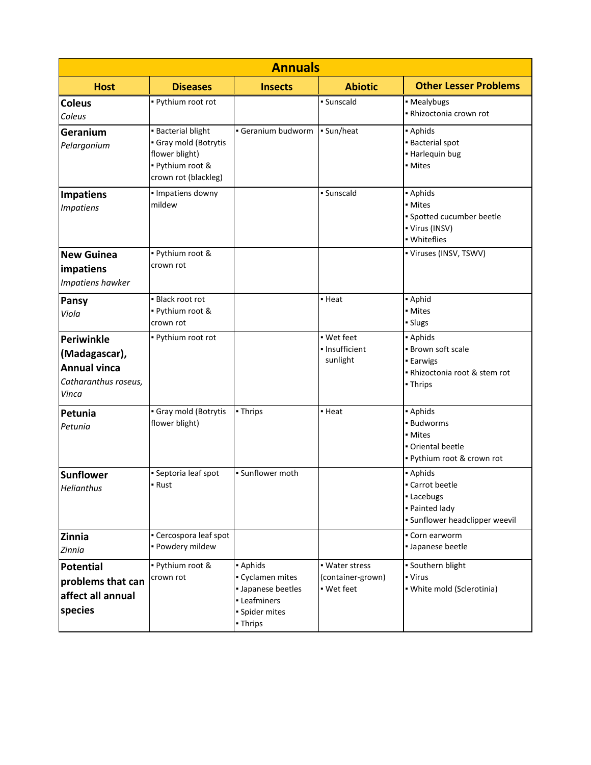| Annuals | | | | |
|---|---|---|---|---|
| **Host** | **Diseases** | **Insects** | **Abiotic** | **Other Lesser Problems** |
| **Coleus** *Coleus* | ▪ Pythium root rot | | ▪ Sunscald | ▪ Mealybugs<br>▪ Rhizoctonia crown rot |
| **Geranium** *Pelargonium* | ▪ Bacterial blight<br>▪ Gray mold (Botrytis flower blight)<br>▪ Pythium root & crown rot (blackleg) | ▪ Geranium budworm | ▪ Sun/heat | ▪ Aphids<br>▪ Bacterial spot<br>▪ Harlequin bug<br>▪ Mites |
| **Impatiens** *Impatiens* | ▪ Impatiens downy mildew | | ▪ Sunscald | ▪ Aphids<br>▪ Mites<br>▪ Spotted cucumber beetle<br>▪ Virus (INSV)<br>▪ Whiteflies |
| **New Guinea impatiens** *Impatiens hawker* | ▪ Pythium root & crown rot | | | ▪ Viruses (INSV, TSWV) |
| **Pansy** *Viola* | ▪ Black root rot<br>▪ Pythium root & crown rot | | ▪ Heat | ▪ Aphid<br>▪ Mites<br>▪ Slugs |
| **Periwinkle (Madagascar), Annual vinca** *Catharanthus roseus, Vinca* | ▪ Pythium root rot | | ▪ Wet feet<br>▪ Insufficient sunlight | ▪ Aphids<br>▪ Brown soft scale<br>▪ Earwigs<br>▪ Rhizoctonia root & stem rot<br>▪ Thrips |
| **Petunia** *Petunia* | ▪ Gray mold (Botrytis flower blight) | ▪ Thrips | ▪ Heat | ▪ Aphids<br>▪ Budworms<br>▪ Mites<br>▪ Oriental beetle<br>▪ Pythium root & crown rot |
| **Sunflower** *Helianthus* | ▪ Septoria leaf spot<br>▪ Rust | ▪ Sunflower moth | | ▪ Aphids<br>▪ Carrot beetle<br>▪ Lacebugs<br>▪ Painted lady<br>▪ Sunflower headclipper weevil |
| **Zinnia** *Zinnia* | ▪ Cercospora leaf spot<br>▪ Powdery mildew | | | ▪ Corn earworm<br>▪ Japanese beetle |
| **Potential problems that can affect all annual species** | ▪ Pythium root & crown rot | ▪ Aphids<br>▪ Cyclamen mites<br>▪ Japanese beetles<br>▪ Leafminers<br>▪ Spider mites<br>▪ Thrips | ▪ Water stress (container-grown)<br>▪ Wet feet | ▪ Southern blight<br>▪ Virus<br>▪ White mold (Sclerotinia) |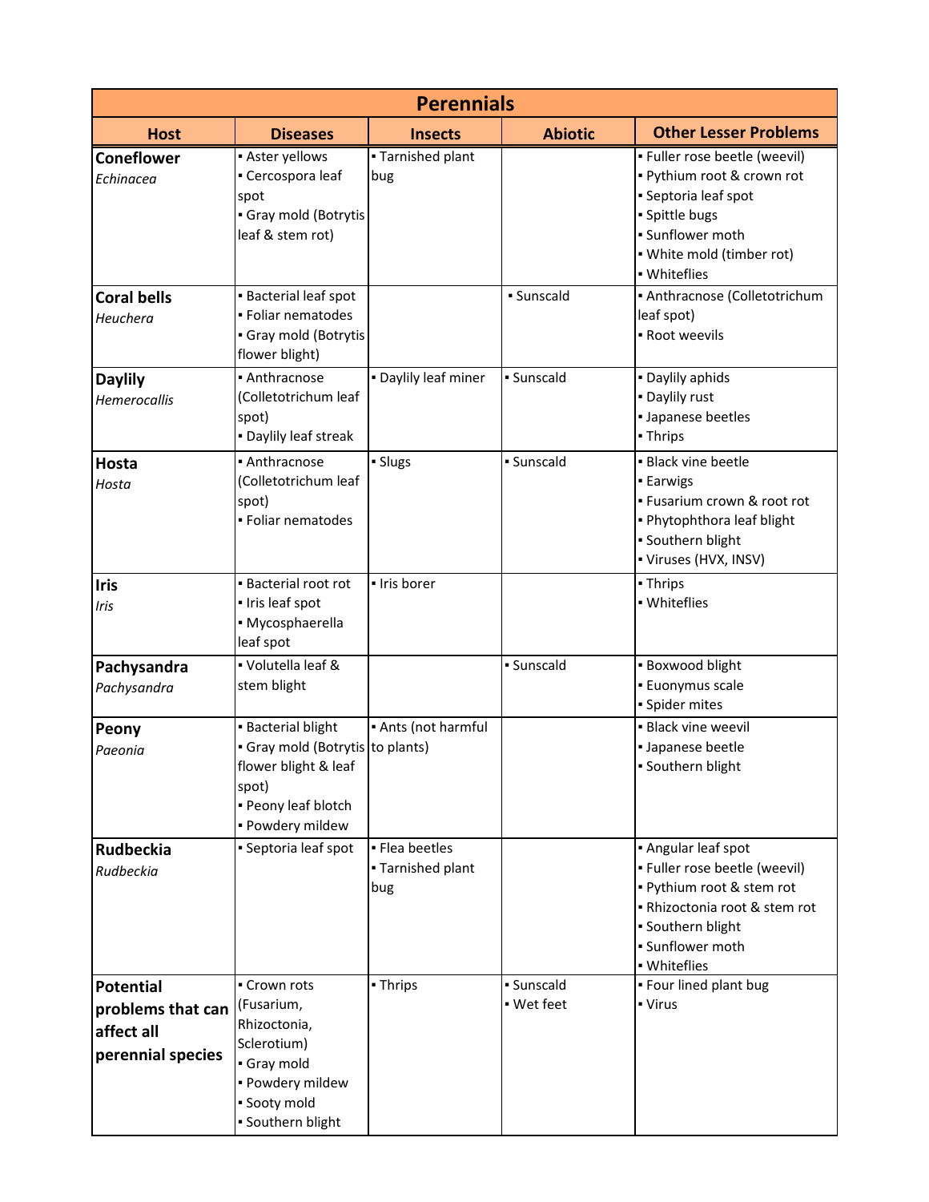| Perennials | | | | |
|---|---|---|---|---|
| **Host** | **Diseases** | **Insects** | **Abiotic** | **Other Lesser Problems** |
| **Coneflower** *Echinacea* | ▪ Aster yellows ▪ Cercospora leaf spot ▪ Gray mold (Botrytis leaf & stem rot) | ▪ Tarnished plant bug | | ▪ Fuller rose beetle (weevil) ▪ Pythium root & crown rot ▪ Septoria leaf spot ▪ Spittle bugs ▪ Sunflower moth ▪ White mold (timber rot) ▪ Whiteflies |
| **Coral bells** *Heuchera* | ▪ Bacterial leaf spot ▪ Foliar nematodes ▪ Gray mold (Botrytis flower blight) | | ▪ Sunscald | ▪ Anthracnose (Colletotrichum leaf spot) ▪ Root weevils |
| **Daylily** *Hemerocallis* | ▪ Anthracnose (Colletotrichum leaf spot) ▪ Daylily leaf streak | ▪ Daylily leaf miner | ▪ Sunscald | ▪ Daylily aphids ▪ Daylily rust ▪ Japanese beetles ▪ Thrips |
| **Hosta** *Hosta* | ▪ Anthracnose (Colletotrichum leaf spot) ▪ Foliar nematodes | ▪ Slugs | ▪ Sunscald | ▪ Black vine beetle ▪ Earwigs ▪ Fusarium crown & root rot ▪ Phytophthora leaf blight ▪ Southern blight ▪ Viruses (HVX, INSV) |
| **Iris** *Iris* | ▪ Bacterial root rot ▪ Iris leaf spot ▪ Mycosphaerella leaf spot | ▪ Iris borer | | ▪ Thrips ▪ Whiteflies |
| **Pachysandra** *Pachysandra* | ▪ Volutella leaf & stem blight | | ▪ Sunscald | ▪ Boxwood blight ▪ Euonymus scale ▪ Spider mites |
| **Peony** *Paeonia* | ▪ Bacterial blight ▪ Gray mold (Botrytis flower blight & leaf spot) ▪ Peony leaf blotch ▪ Powdery mildew | ▪ Ants (not harmful to plants) | | ▪ Black vine weevil ▪ Japanese beetle ▪ Southern blight |
| **Rudbeckia** *Rudbeckia* | ▪ Septoria leaf spot | ▪ Flea beetles ▪ Tarnished plant bug | | ▪ Angular leaf spot ▪ Fuller rose beetle (weevil) ▪ Pythium root & stem rot ▪ Rhizoctonia root & stem rot ▪ Southern blight ▪ Sunflower moth ▪ Whiteflies |
| **Potential problems that can affect all perennial species** | ▪ Crown rots (Fusarium, Rhizoctonia, Sclerotium) ▪ Gray mold ▪ Powdery mildew ▪ Sooty mold ▪ Southern blight | ▪ Thrips | ▪ Sunscald ▪ Wet feet | ▪ Four lined plant bug ▪ Virus |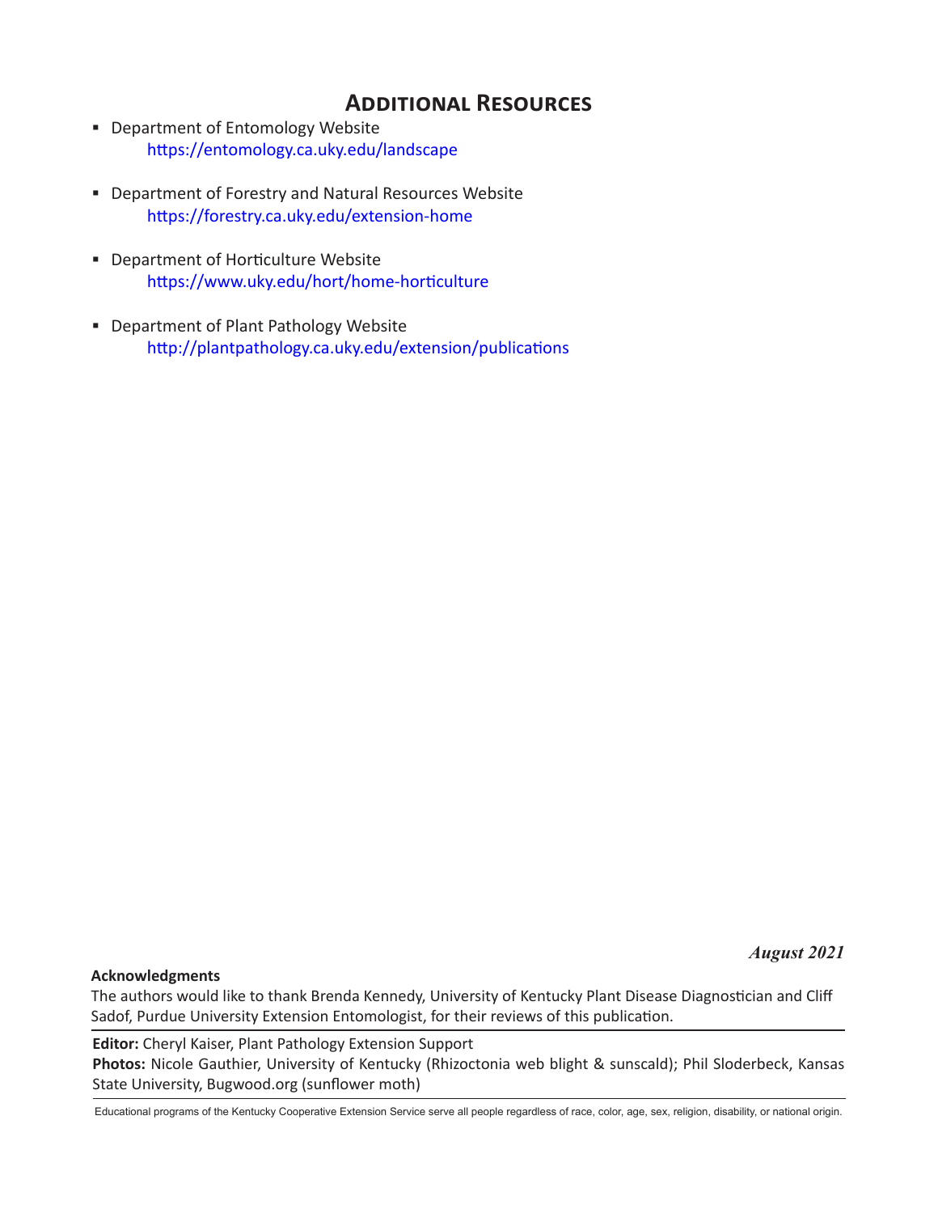## Additional Resources

- Department of Entomology Website
  https://entomology.ca.uky.edu/landscape
- Department of Forestry and Natural Resources Website
  https://forestry.ca.uky.edu/extension-home
- Department of Horticulture Website
  https://www.uky.edu/hort/home-horticulture
- Department of Plant Pathology Website
  http://plantpathology.ca.uky.edu/extension/publications

*August 2021*

**Acknowledgments**

The authors would like to thank Brenda Kennedy, University of Kentucky Plant Disease Diagnostician and Cliff Sadof, Purdue University Extension Entomologist, for their reviews of this publication.

**Editor:** Cheryl Kaiser, Plant Pathology Extension Support

**Photos:** Nicole Gauthier, University of Kentucky (Rhizoctonia web blight & sunscald); Phil Sloderbeck, Kansas State University, Bugwood.org (sunflower moth)

Educational programs of the Kentucky Cooperative Extension Service serve all people regardless of race, color, age, sex, religion, disability, or national origin.